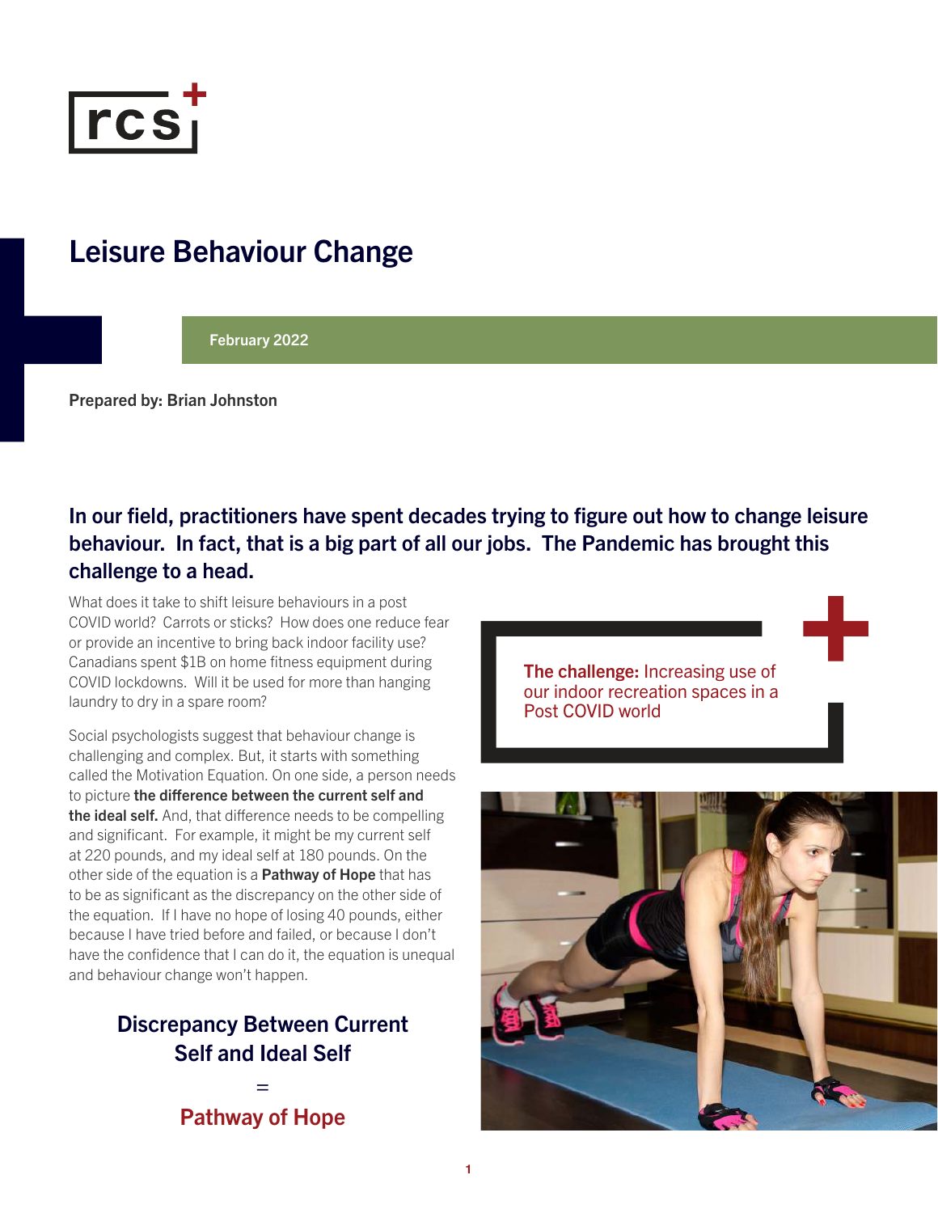rcs+

# Leisure Behaviour Change

**February 2022**

**Prepared by: Brian Johnston**

## In our field, practitioners have spent decades trying to figure out how to change leisure behaviour. In fact, that is a big part of all our jobs. The Pandemic has brought this challenge to a head.

What does it take to shift leisure behaviours in a post COVID world? Carrots or sticks? How does one reduce fear or provide an incentive to bring back indoor facility use? Canadians spent $1B on home fitness equipment during COVID lockdowns. Will it be used for more than hanging laundry to dry in a spare room?

Social psychologists suggest that behaviour change is challenging and complex. But, it starts with something called the Motivation Equation. On one side, a person needs to picture **the difference between the current self and the ideal self.** And, that difference needs to be compelling and significant. For example, it might be my current self at 220 pounds, and my ideal self at 180 pounds. On the other side of the equation is a **Pathway of Hope** that has to be as significant as the discrepancy on the other side of the equation. If I have no hope of losing 40 pounds, either because I have tried before and failed, or because I don't have the confidence that I can do it, the equation is unequal and behaviour change won't happen.

**Discrepancy Between Current Self and Ideal Self**

**=**

**Pathway of Hope**

**The challenge:** Increasing use of our indoor recreation spaces in a Post COVID world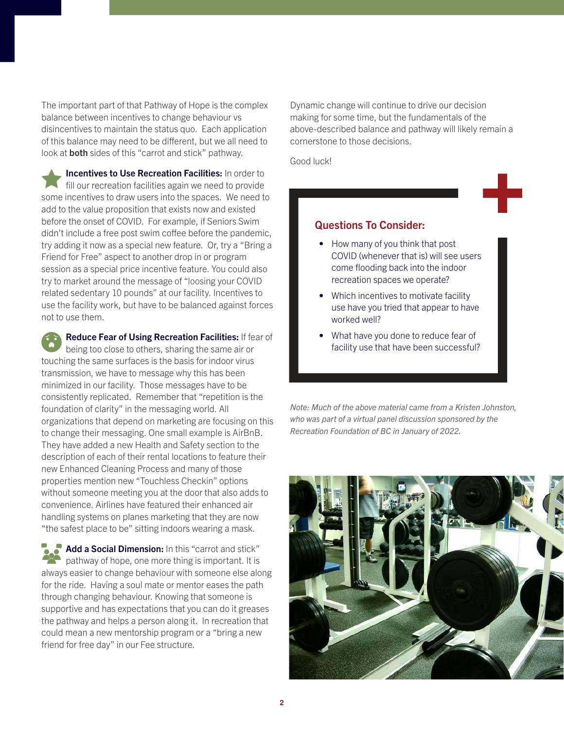The important part of that Pathway of Hope is the complex balance between incentives to change behaviour vs disincentives to maintain the status quo. Each application of this balance may need to be different, but we all need to look at **both** sides of this "carrot and stick" pathway.

**Incentives to Use Recreation Facilities:** In order to fill our recreation facilities again we need to provide some incentives to draw users into the spaces. We need to add to the value proposition that exists now and existed before the onset of COVID. For example, if Seniors Swim didn't include a free post swim coffee before the pandemic, try adding it now as a special new feature. Or, try a "Bring a Friend for Free" aspect to another drop in or program session as a special price incentive feature. You could also try to market around the message of "loosing your COVID related sedentary 10 pounds" at our facility. Incentives to use the facility work, but have to be balanced against forces not to use them.

**Reduce Fear of Using Recreation Facilities:** If fear of being too close to others, sharing the same air or touching the same surfaces is the basis for indoor virus transmission, we have to message why this has been minimized in our facility. Those messages have to be consistently replicated. Remember that "repetition is the foundation of clarity" in the messaging world. All organizations that depend on marketing are focusing on this to change their messaging. One small example is AirBnB. They have added a new Health and Safety section to the description of each of their rental locations to feature their new Enhanced Cleaning Process and many of those properties mention new "Touchless Checkin" options without someone meeting you at the door that also adds to convenience. Airlines have featured their enhanced air handling systems on planes marketing that they are now "the safest place to be" sitting indoors wearing a mask.

**Add a Social Dimension:** In this "carrot and stick" pathway of hope, one more thing is important. It is always easier to change behaviour with someone else along for the ride. Having a soul mate or mentor eases the path through changing behaviour. Knowing that someone is supportive and has expectations that you can do it greases the pathway and helps a person along it. In recreation that could mean a new mentorship program or a "bring a new friend for free day" in our Fee structure.

Dynamic change will continue to drive our decision making for some time, but the fundamentals of the above-described balance and pathway will likely remain a cornerstone to those decisions.

Good luck!

## Questions To Consider:

- How many of you think that post COVID (whenever that is) will see users come flooding back into the indoor recreation spaces we operate?
- Which incentives to motivate facility use have you tried that appear to have worked well?
- What have you done to reduce fear of facility use that have been successful?

*Note: Much of the above material came from a Kristen Johnston, who was part of a virtual panel discussion sponsored by the Recreation Foundation of BC in January of 2022.*